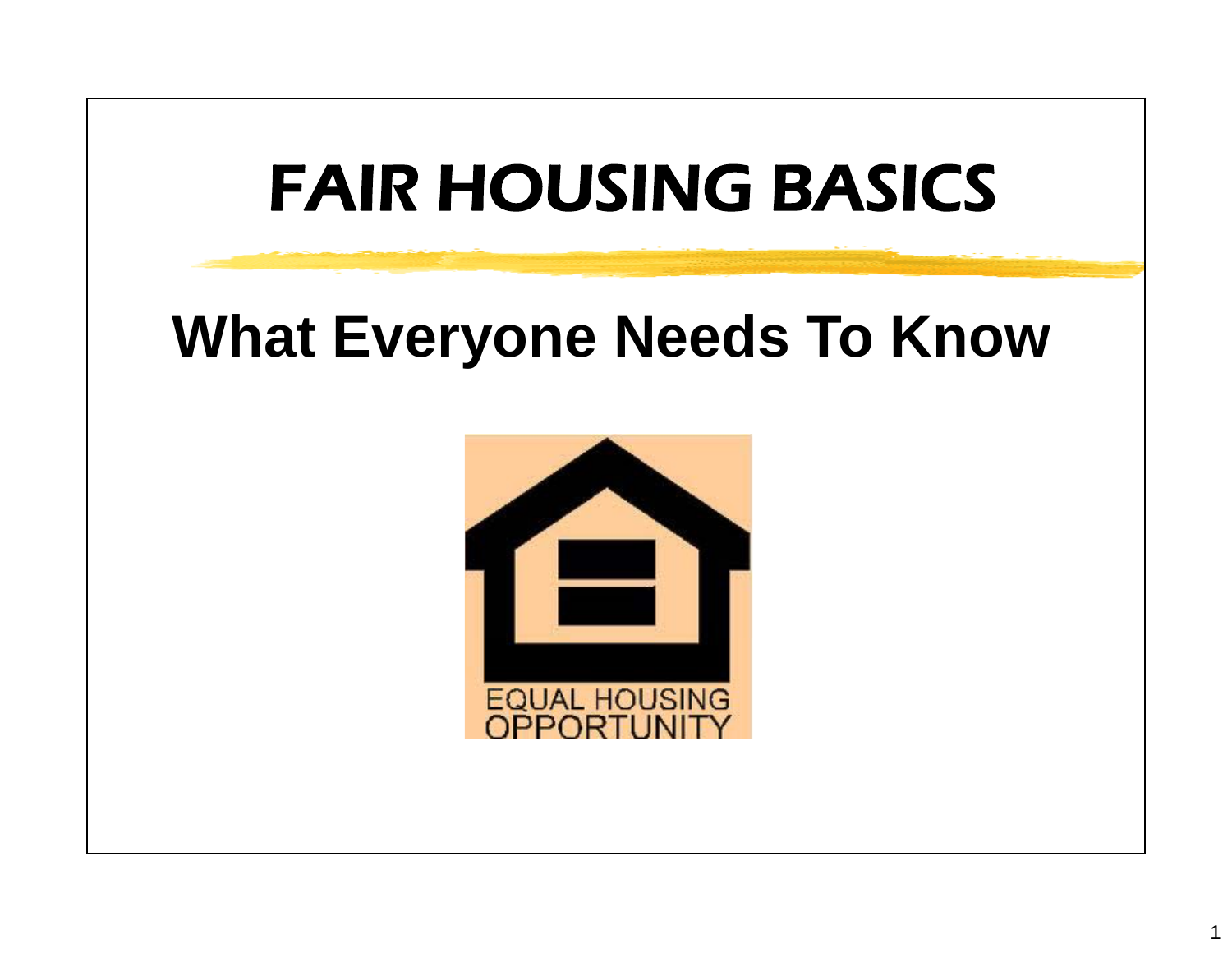# FAIR HOUSING BASICS

## What Everyone Needs To Know

EQUAL HOUSING OPPORTUNITY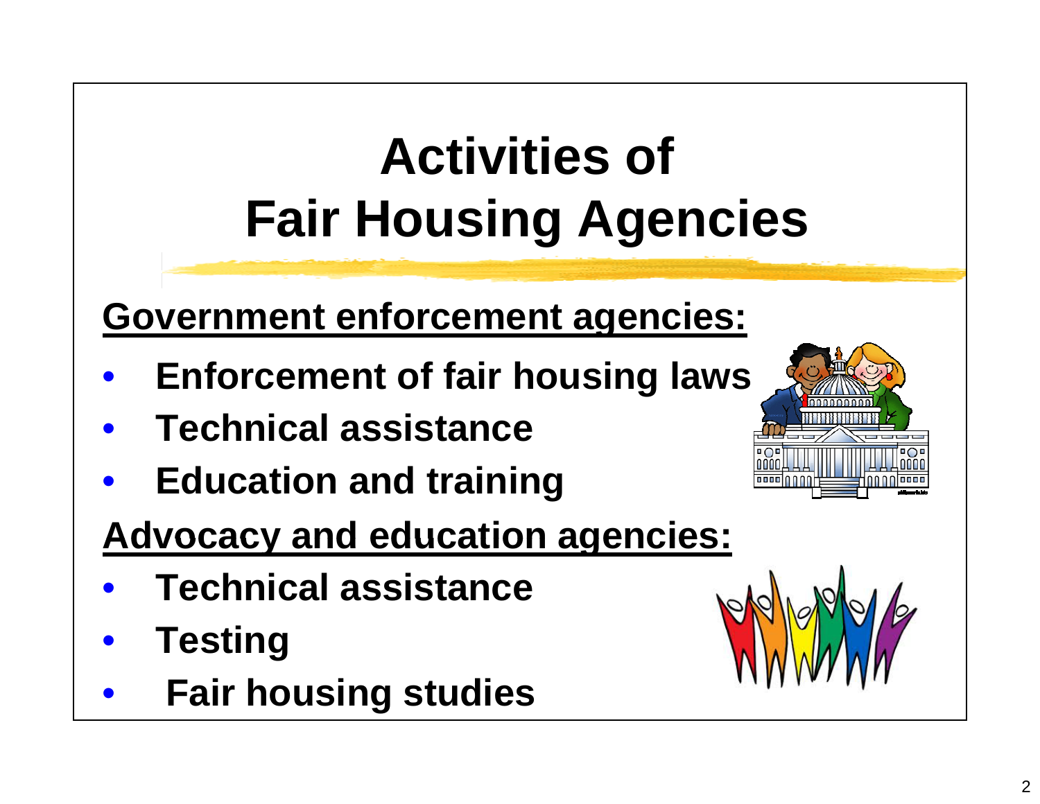# Activities of Fair Housing Agencies

**Government enforcement agencies:**

- **Enforcement of fair housing laws**
- **Technical assistance**
- **Education and training**

**Advocacy and education agencies:**

- **Technical assistance**
- **Testing**
- **Fair housing studies**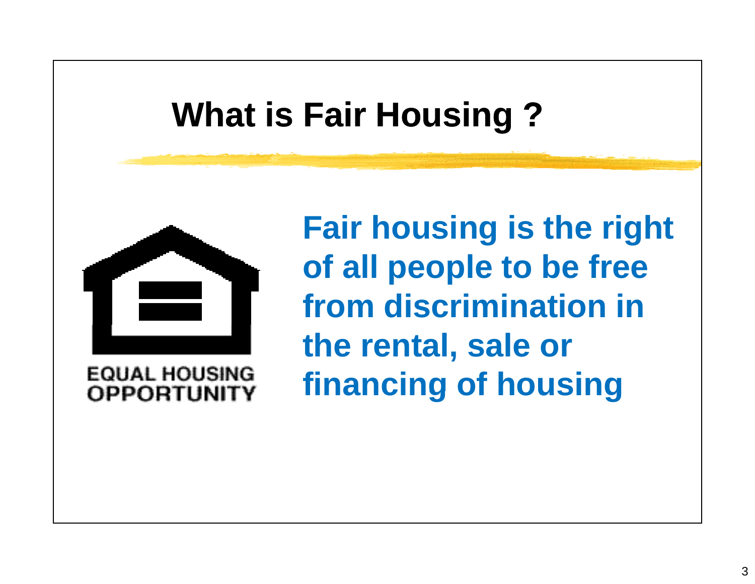# What is Fair Housing ?

EQUAL HOUSING OPPORTUNITY

**Fair housing is the right of all people to be free from discrimination in the rental, sale or financing of housing**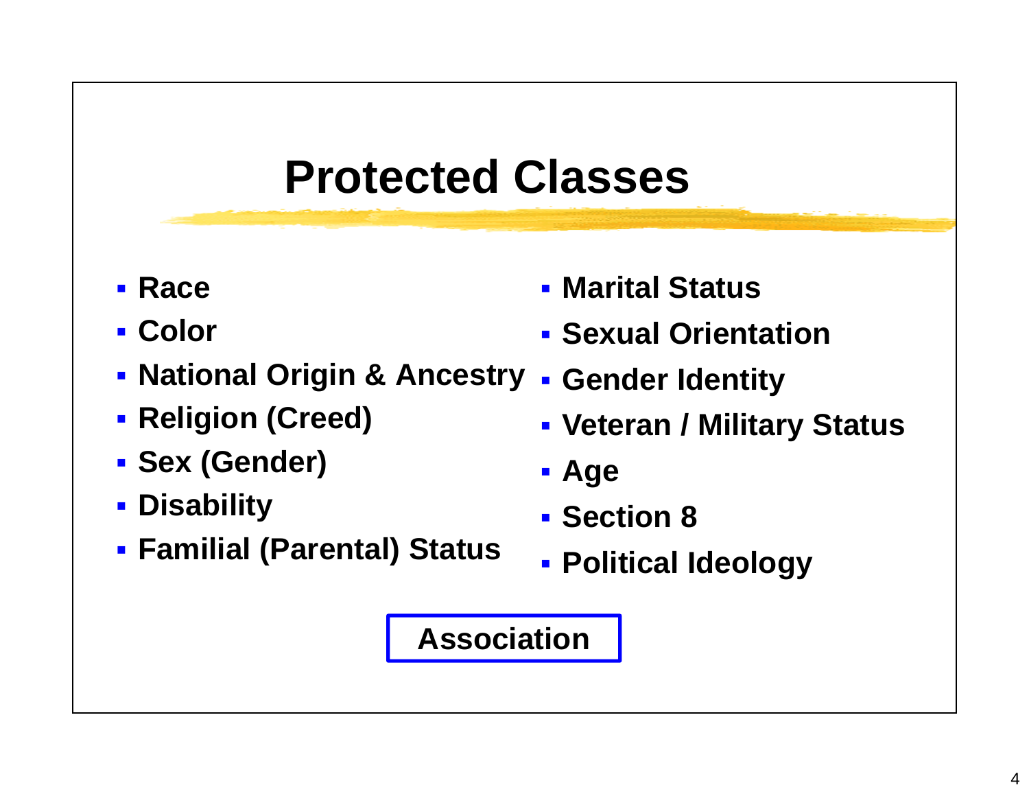# Protected Classes

- **Race**
- **Color**
- **National Origin & Ancestry**
- **Religion (Creed)**
- **Sex (Gender)**
- **Disability**
- **Familial (Parental) Status**
- **Marital Status**
- **Sexual Orientation**
- **Gender Identity**
- **Veteran / Military Status**
- **Age**
- **Section 8**
- **Political Ideology**

**Association**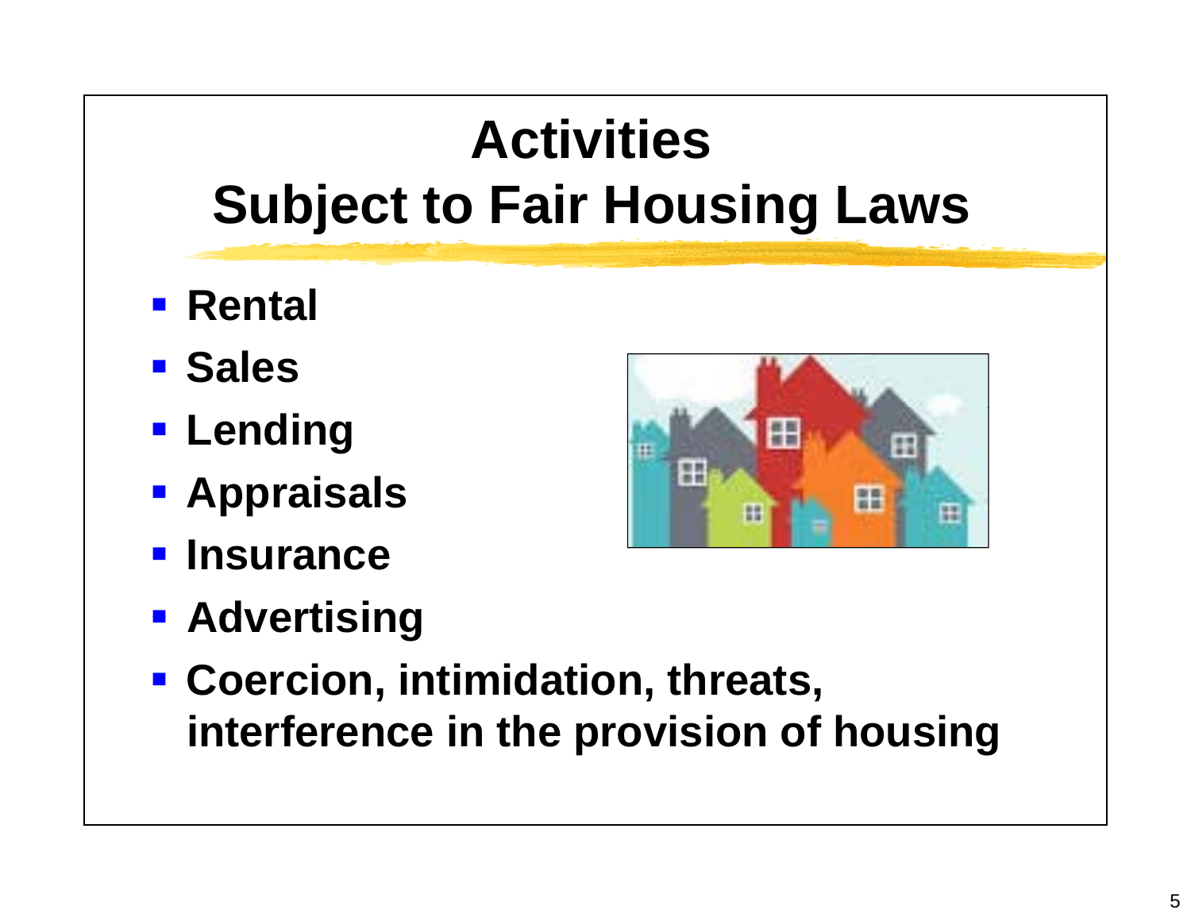# Activities Subject to Fair Housing Laws

- Rental
- Sales
- Lending
- Appraisals
- Insurance
- Advertising
- Coercion, intimidation, threats, interference in the provision of housing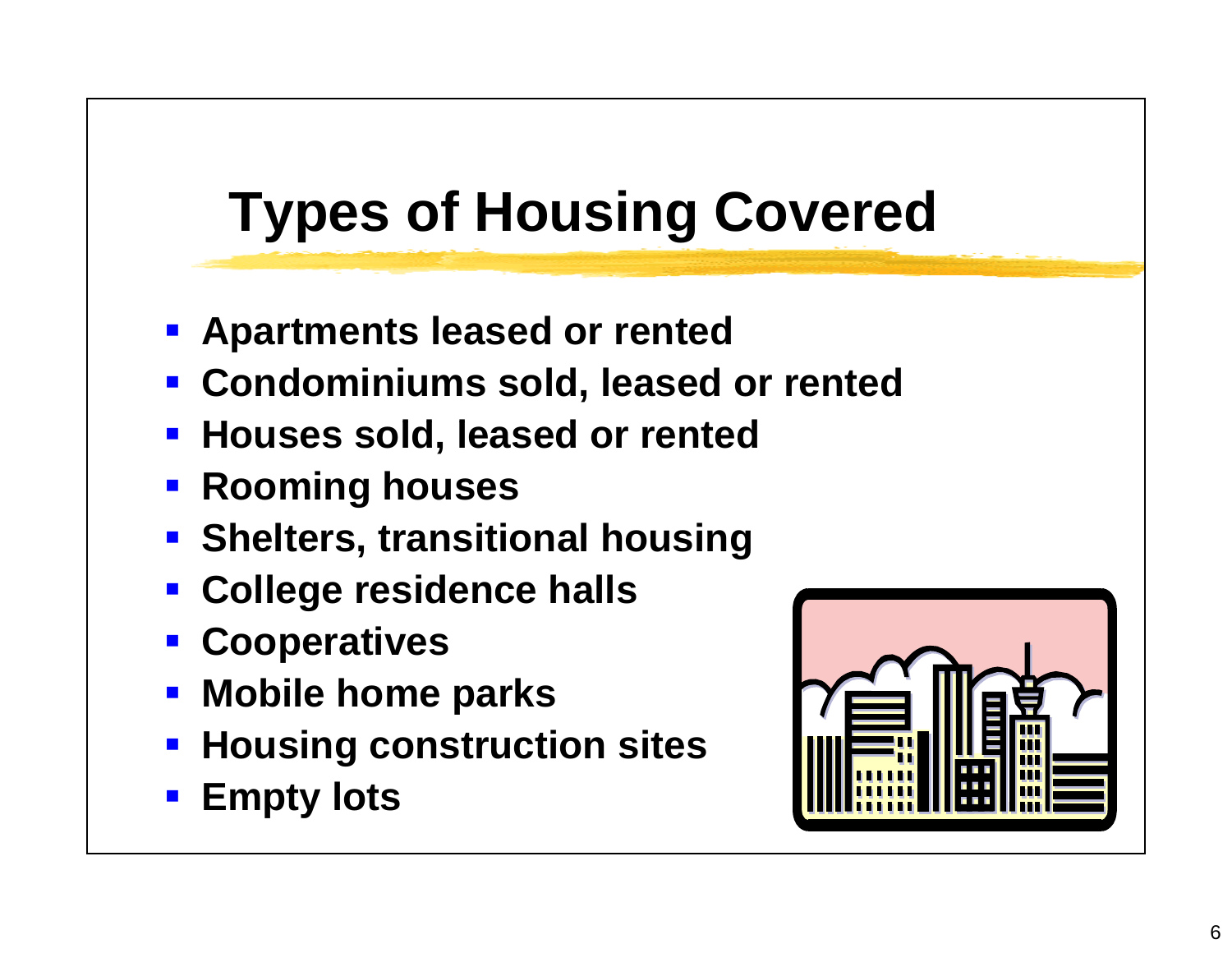# Types of Housing Covered

- **Apartments leased or rented**
- **Condominiums sold, leased or rented**
- **Houses sold, leased or rented**
- **Rooming houses**
- **Shelters, transitional housing**
- **College residence halls**
- **Cooperatives**
- **Mobile home parks**
- **Housing construction sites**
- **Empty lots**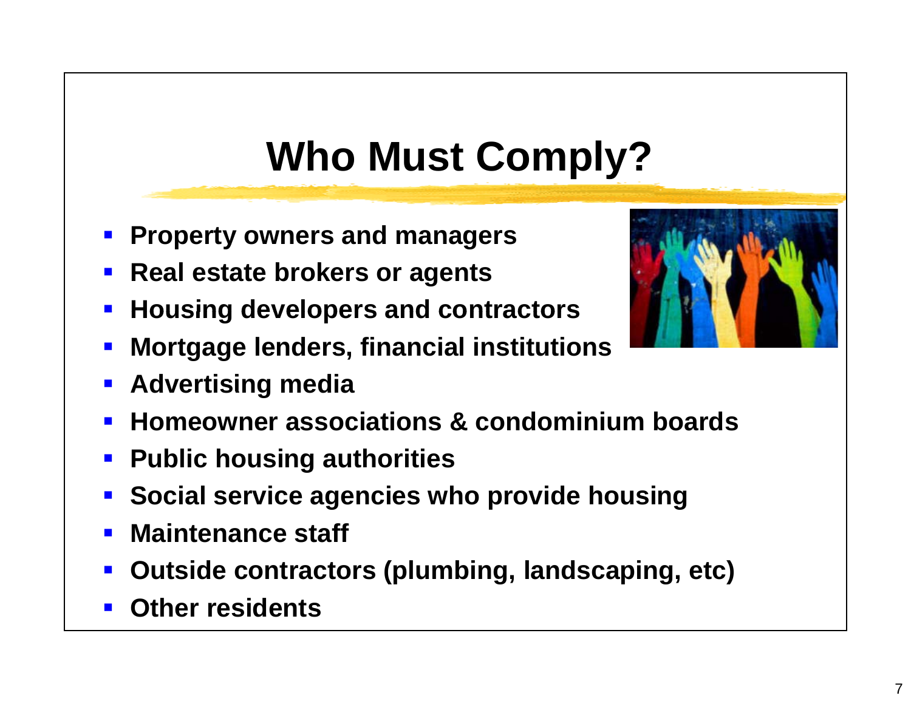# Who Must Comply?

- **Property owners and managers**
- **Real estate brokers or agents**
- **Housing developers and contractors**
- **Mortgage lenders, financial institutions**
- **Advertising media**
- **Homeowner associations & condominium boards**
- **Public housing authorities**
- **Social service agencies who provide housing**
- **Maintenance staff**
- **Outside contractors (plumbing, landscaping, etc)**
- **Other residents**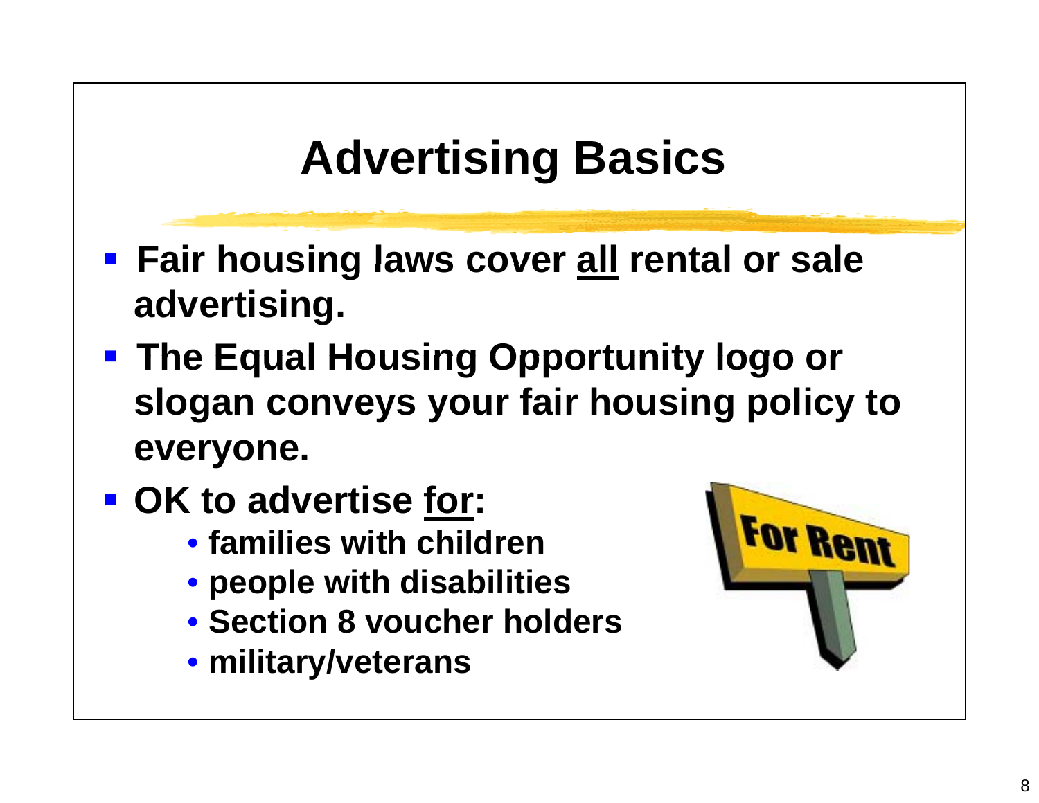# Advertising Basics

- Fair housing laws cover <u>all</u> rental or sale advertising.
- The Equal Housing Opportunity logo or slogan conveys your fair housing policy to everyone.
- OK to advertise <u>for</u>:
  - families with children
  - people with disabilities
  - Section 8 voucher holders
  - military/veterans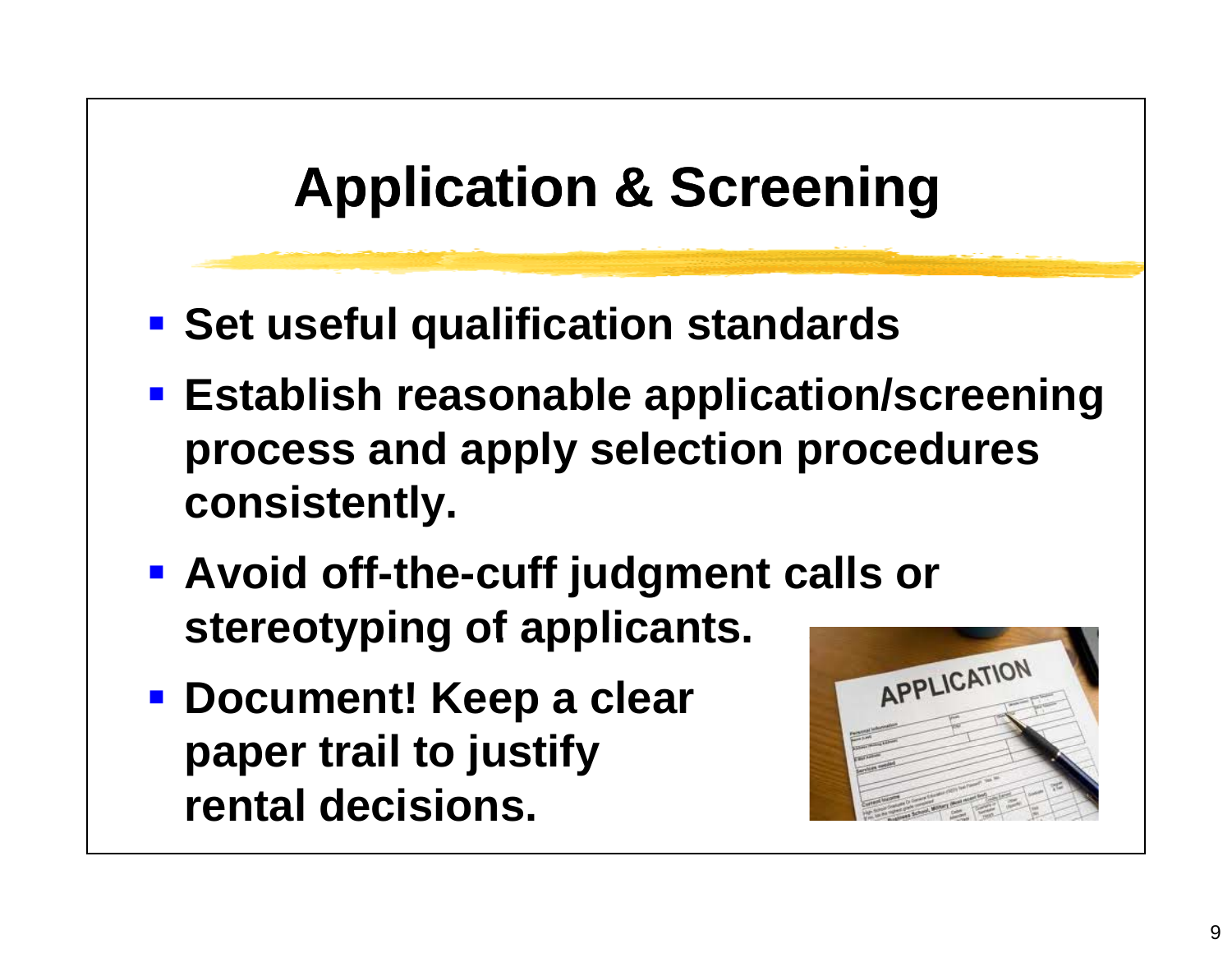# Application & Screening

- **Set useful qualification standards**
- **Establish reasonable application/screening process and apply selection procedures consistently.**
- **Avoid off-the-cuff judgment calls or stereotyping of applicants.**
- **Document! Keep a clear paper trail to justify rental decisions.**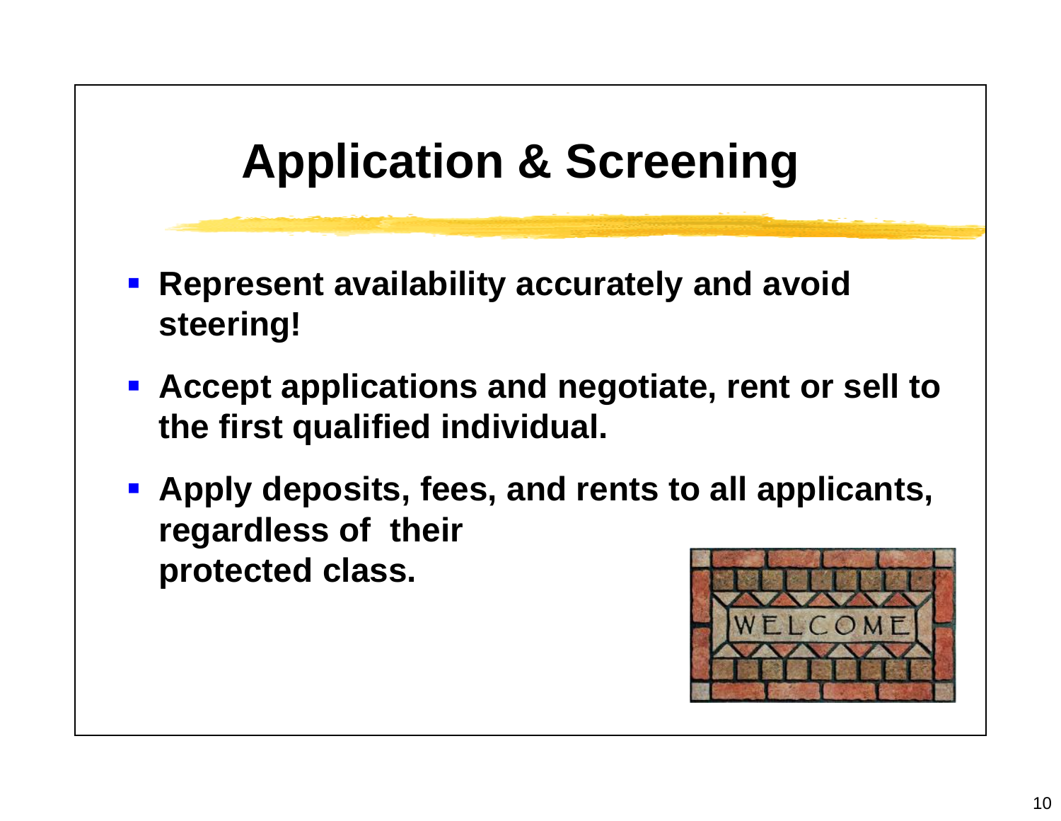# Application & Screening

- **Represent availability accurately and avoid steering!**
- **Accept applications and negotiate, rent or sell to the first qualified individual.**
- **Apply deposits, fees, and rents to all applicants, regardless of their protected class.**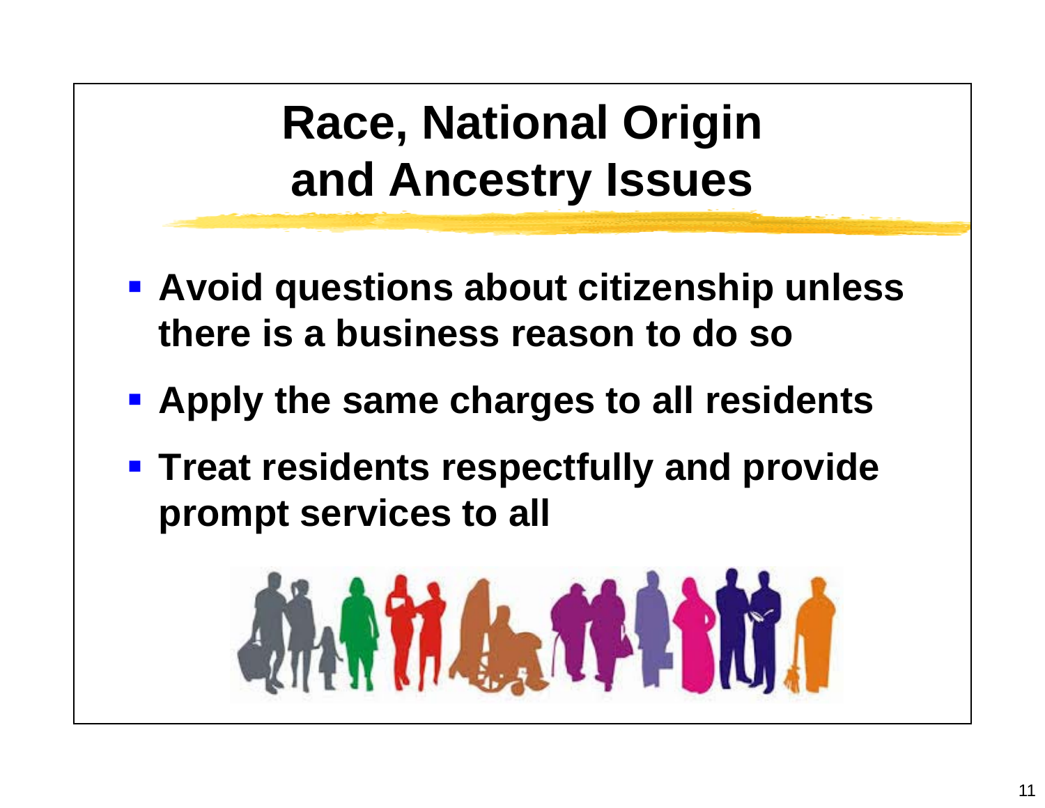# Race, National Origin and Ancestry Issues

- **Avoid questions about citizenship unless there is a business reason to do so**
- **Apply the same charges to all residents**
- **Treat residents respectfully and provide prompt services to all**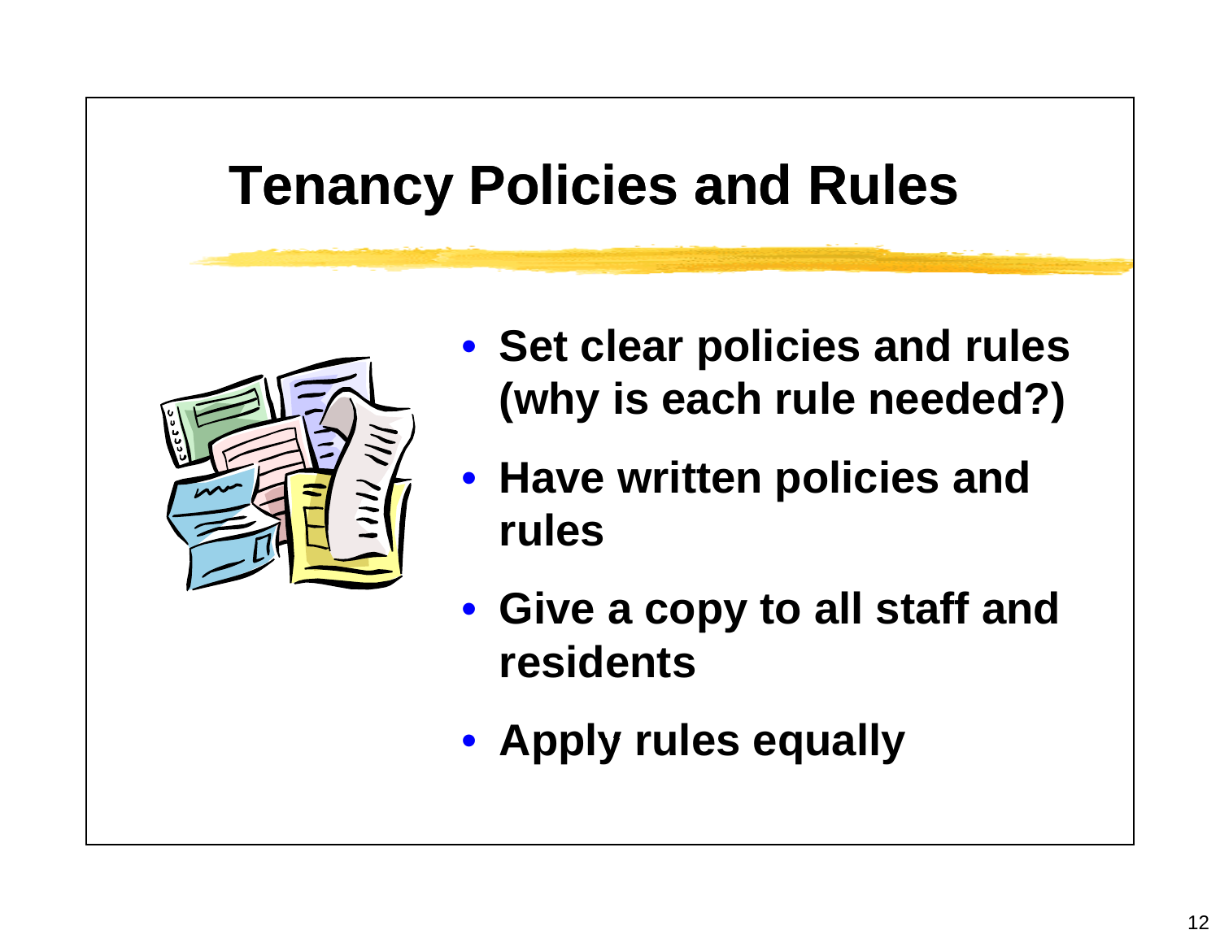# Tenancy Policies and Rules

- **Set clear policies and rules (why is each rule needed?)**
- **Have written policies and rules**
- **Give a copy to all staff and residents**
- **Apply rules equally**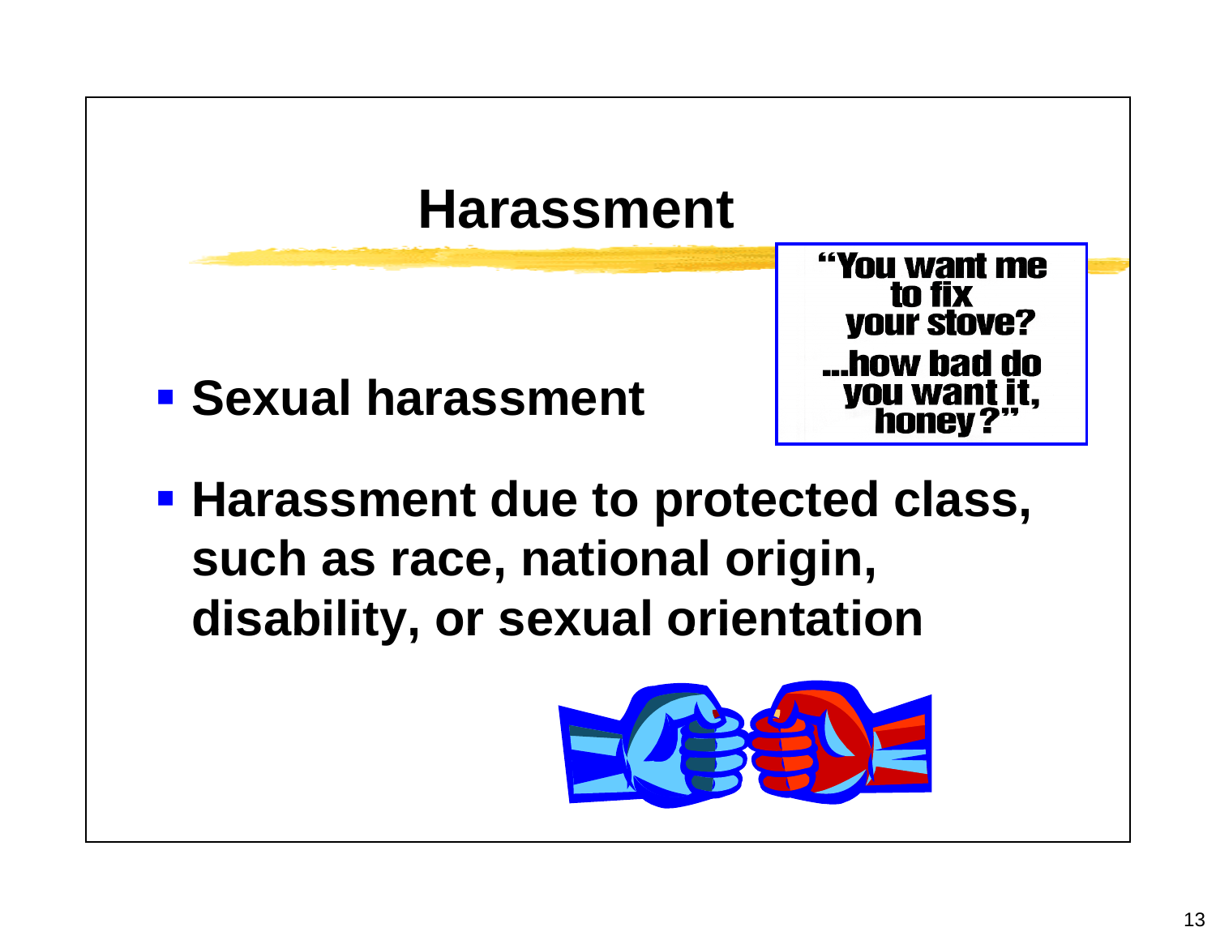# Harassment

- **Sexual harassment**

"You want me to fix your stove? ...how bad do you want it, honey?"

- **Harassment due to protected class, such as race, national origin, disability, or sexual orientation**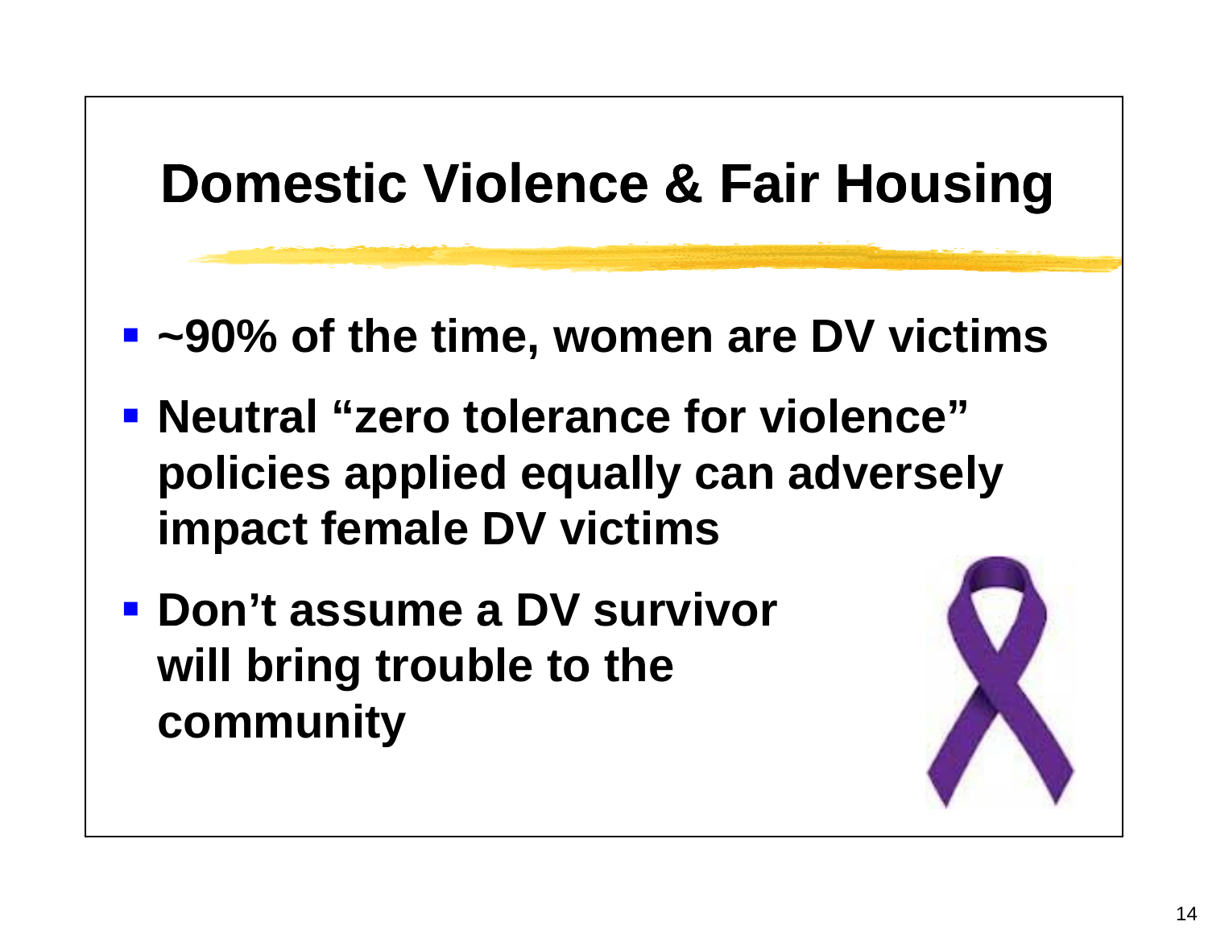# Domestic Violence & Fair Housing

- ~90% of the time, women are DV victims
- Neutral “zero tolerance for violence” policies applied equally can adversely impact female DV victims
- Don’t assume a DV survivor will bring trouble to the community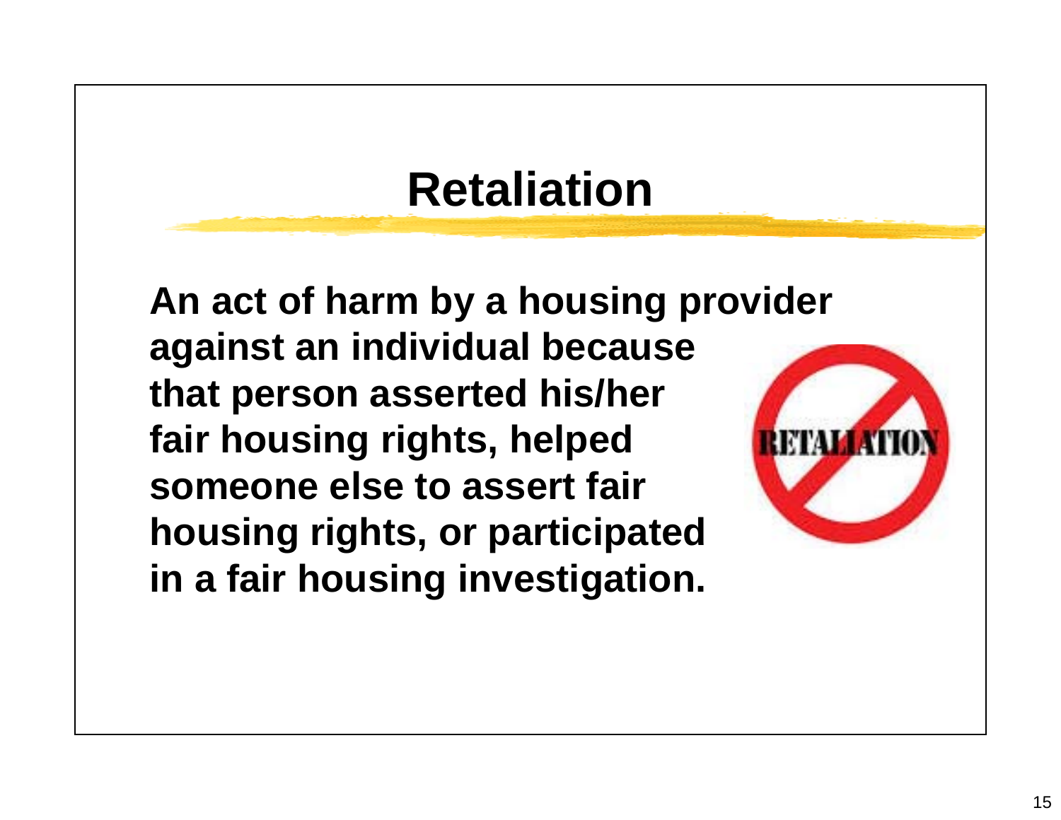# Retaliation

**An act of harm by a housing provider against an individual because that person asserted his/her fair housing rights, helped someone else to assert fair housing rights, or participated in a fair housing investigation.**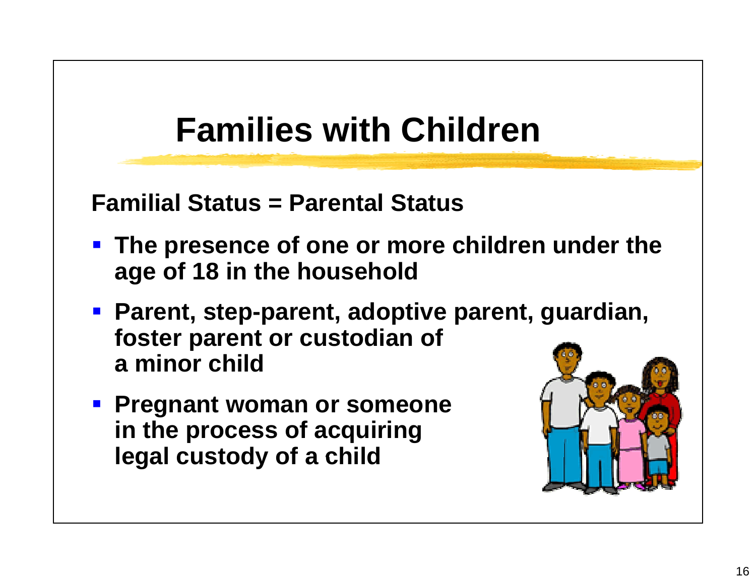# Families with Children

**Familial Status = Parental Status**

- **The presence of one or more children under the age of 18 in the household**
- **Parent, step-parent, adoptive parent, guardian, foster parent or custodian of a minor child**
- **Pregnant woman or someone in the process of acquiring legal custody of a child**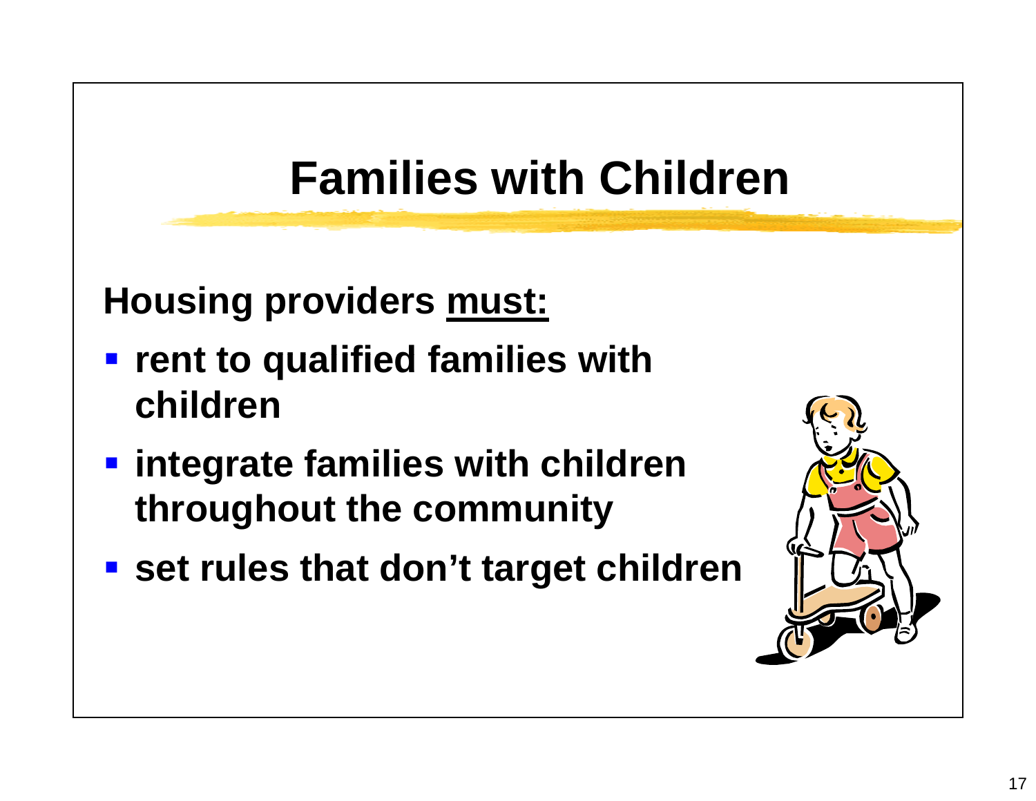# Families with Children

**Housing providers <u>must:</u>**

- **rent to qualified families with children**
- **integrate families with children throughout the community**
- **set rules that don't target children**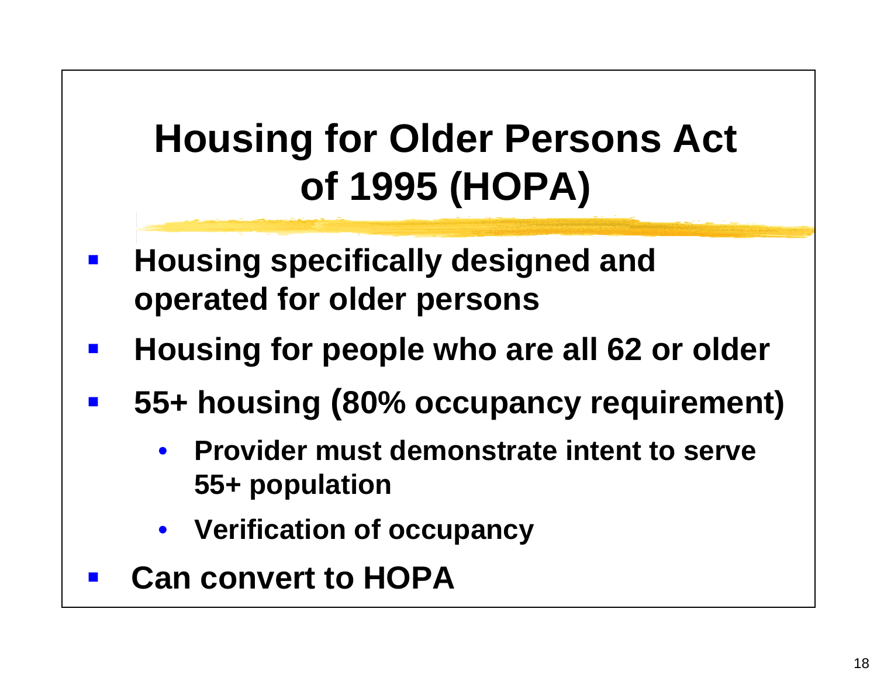# Housing for Older Persons Act of 1995 (HOPA)

- **Housing specifically designed and operated for older persons**
- **Housing for people who are all 62 or older**
- **55+ housing (80% occupancy requirement)**
  - **Provider must demonstrate intent to serve 55+ population**
  - **Verification of occupancy**
- **Can convert to HOPA**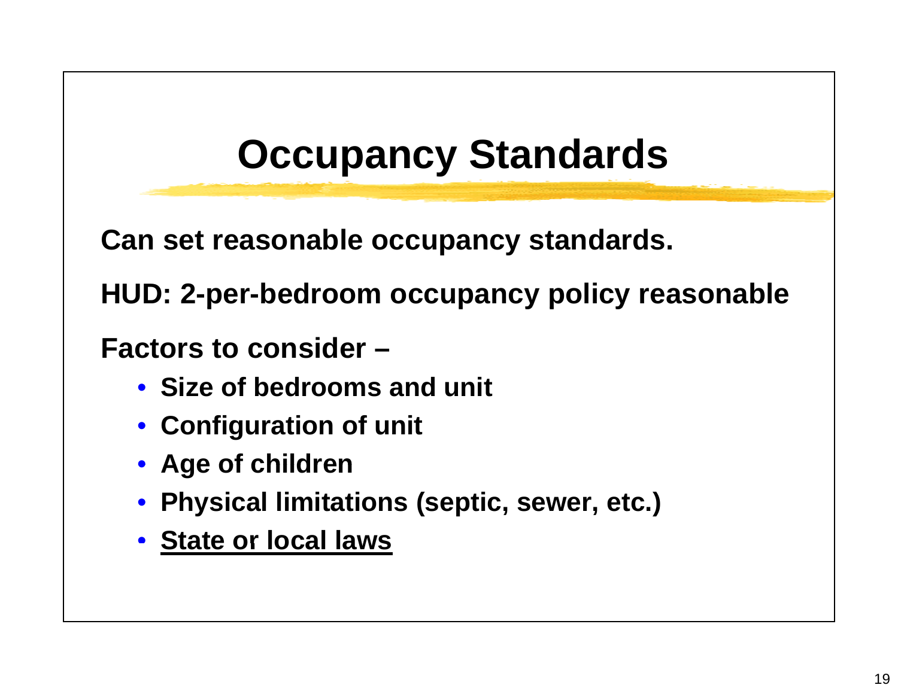# Occupancy Standards

**Can set reasonable occupancy standards.**

**HUD: 2-per-bedroom occupancy policy reasonable**

**Factors to consider –**

- **Size of bedrooms and unit**
- **Configuration of unit**
- **Age of children**
- **Physical limitations (septic, sewer, etc.)**
- <u>**State or local laws**</u>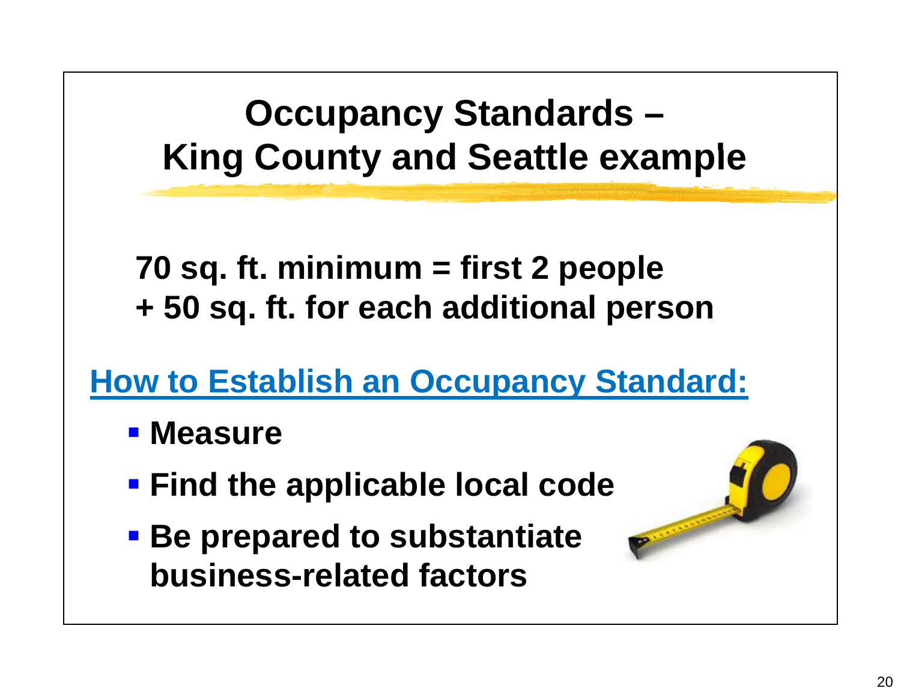# Occupancy Standards – King County and Seattle example

**70 sq. ft. minimum = first 2 people**
**+ 50 sq. ft. for each additional person**

## How to Establish an Occupancy Standard:

- **Measure**
- **Find the applicable local code**
- **Be prepared to substantiate business-related factors**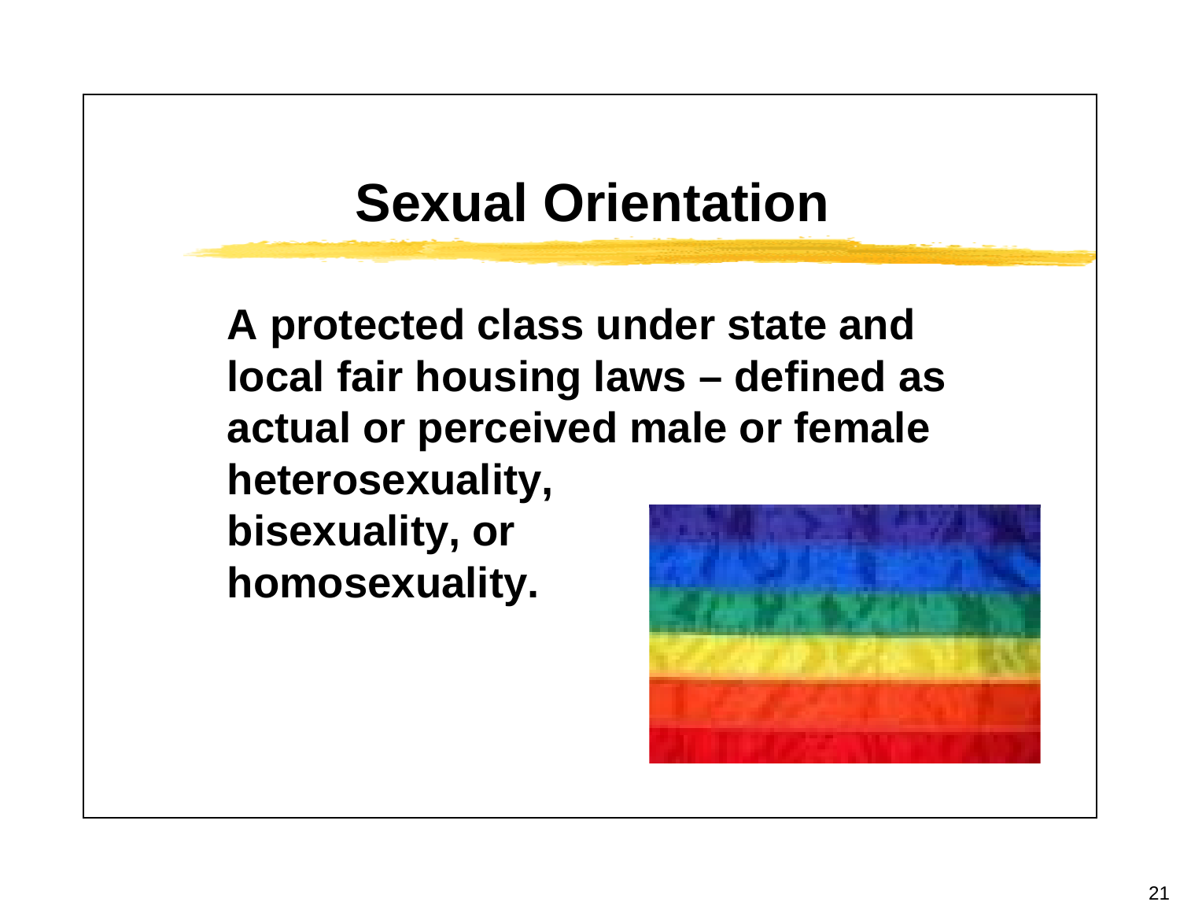# Sexual Orientation

**A protected class under state and local fair housing laws – defined as actual or perceived male or female heterosexuality, bisexuality, or homosexuality.**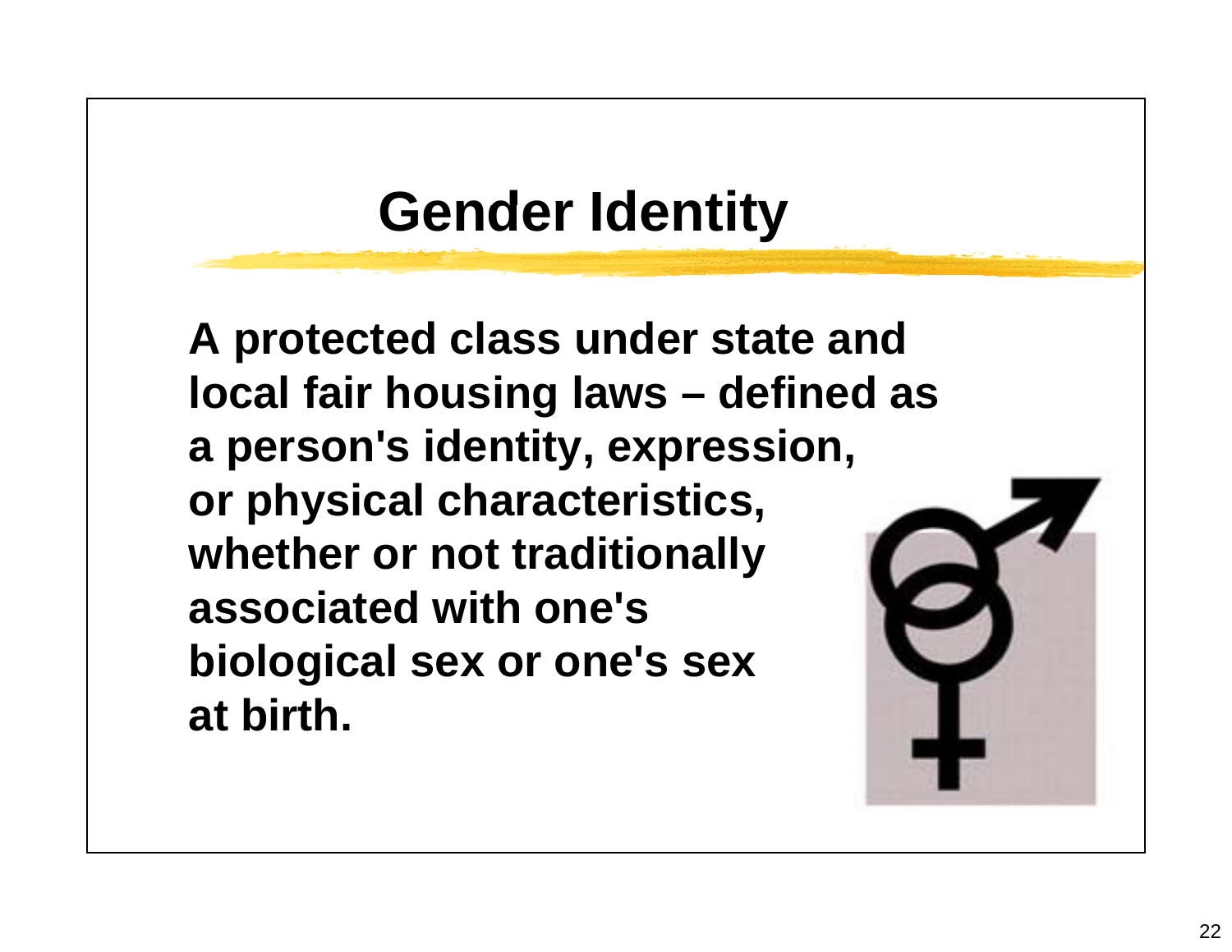# Gender Identity

**A protected class under state and local fair housing laws – defined as a person's identity, expression, or physical characteristics, whether or not traditionally associated with one's biological sex or one's sex at birth.**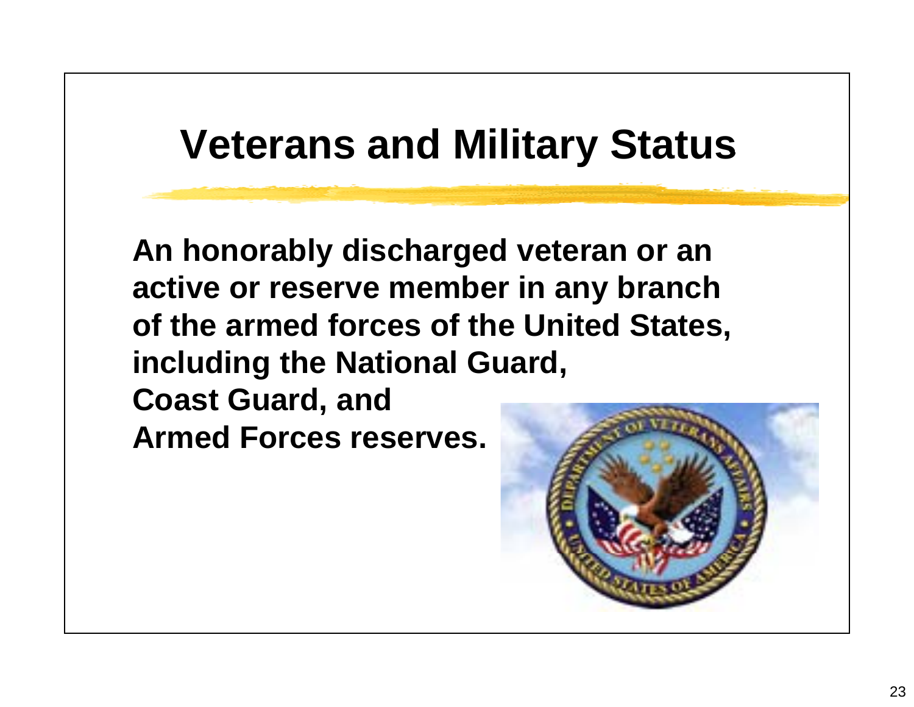# Veterans and Military Status

**An honorably discharged veteran or an active or reserve member in any branch of the armed forces of the United States, including the National Guard, Coast Guard, and Armed Forces reserves.**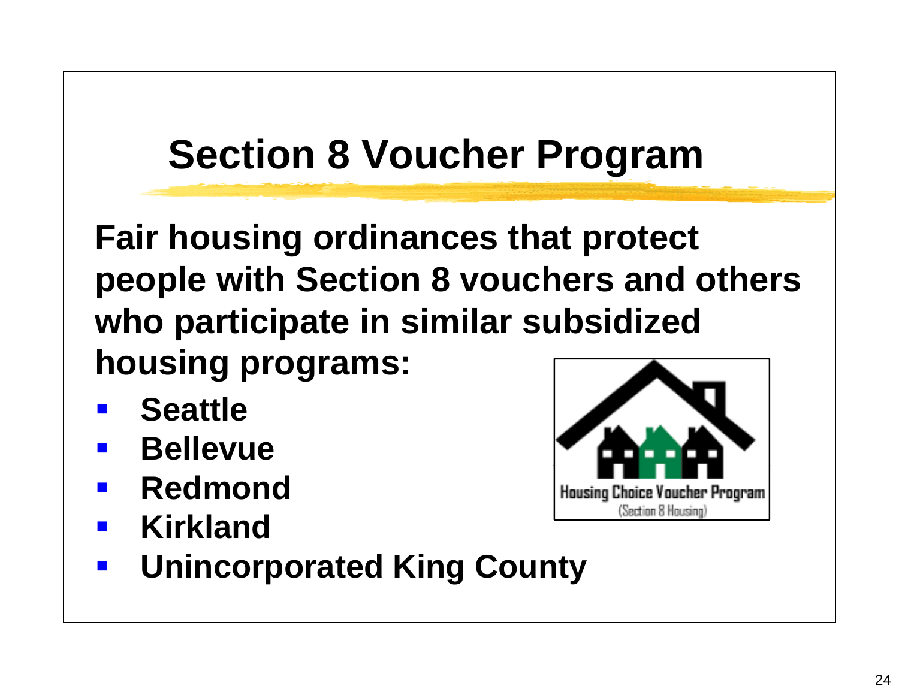# Section 8 Voucher Program

**Fair housing ordinances that protect people with Section 8 vouchers and others who participate in similar subsidized housing programs:**

- **Seattle**
- **Bellevue**
- **Redmond**
- **Kirkland**
- **Unincorporated King County**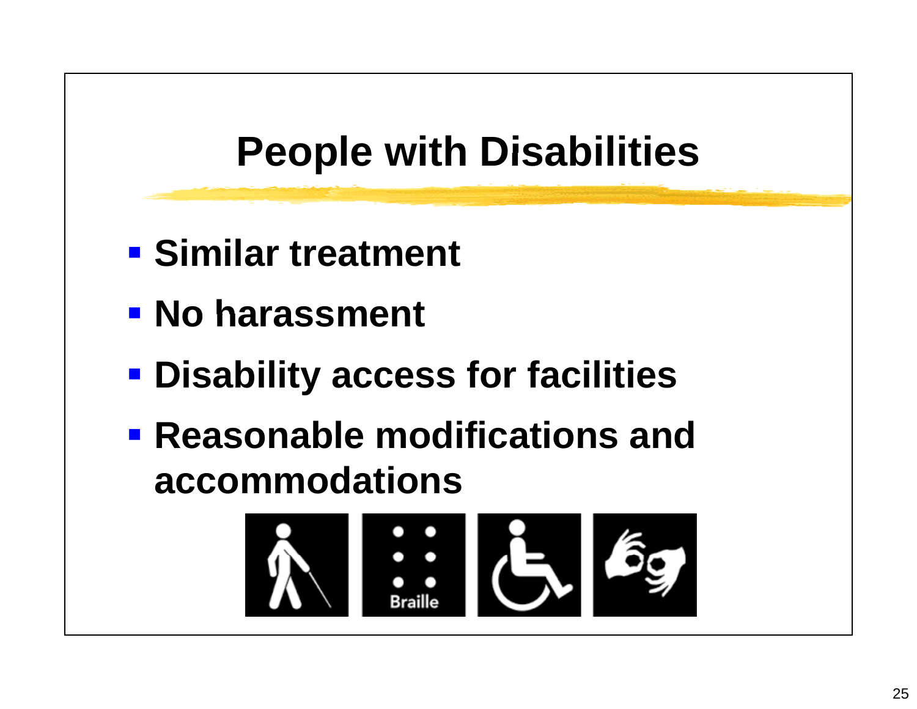# People with Disabilities

- **Similar treatment**
- **No harassment**
- **Disability access for facilities**
- **Reasonable modifications and accommodations**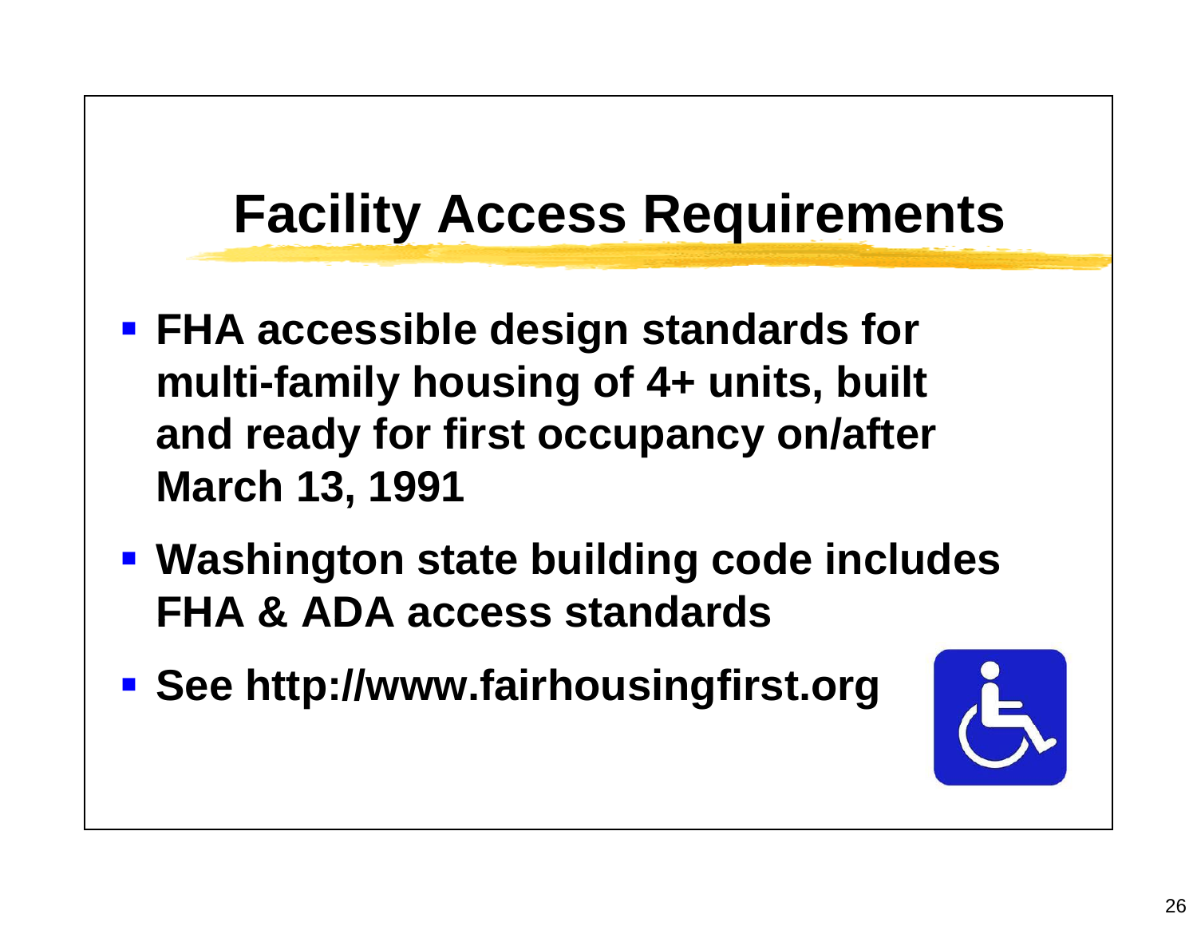# Facility Access Requirements

- **FHA accessible design standards for multi-family housing of 4+ units, built and ready for first occupancy on/after March 13, 1991**
- **Washington state building code includes FHA & ADA access standards**
- **See http://www.fairhousingfirst.org**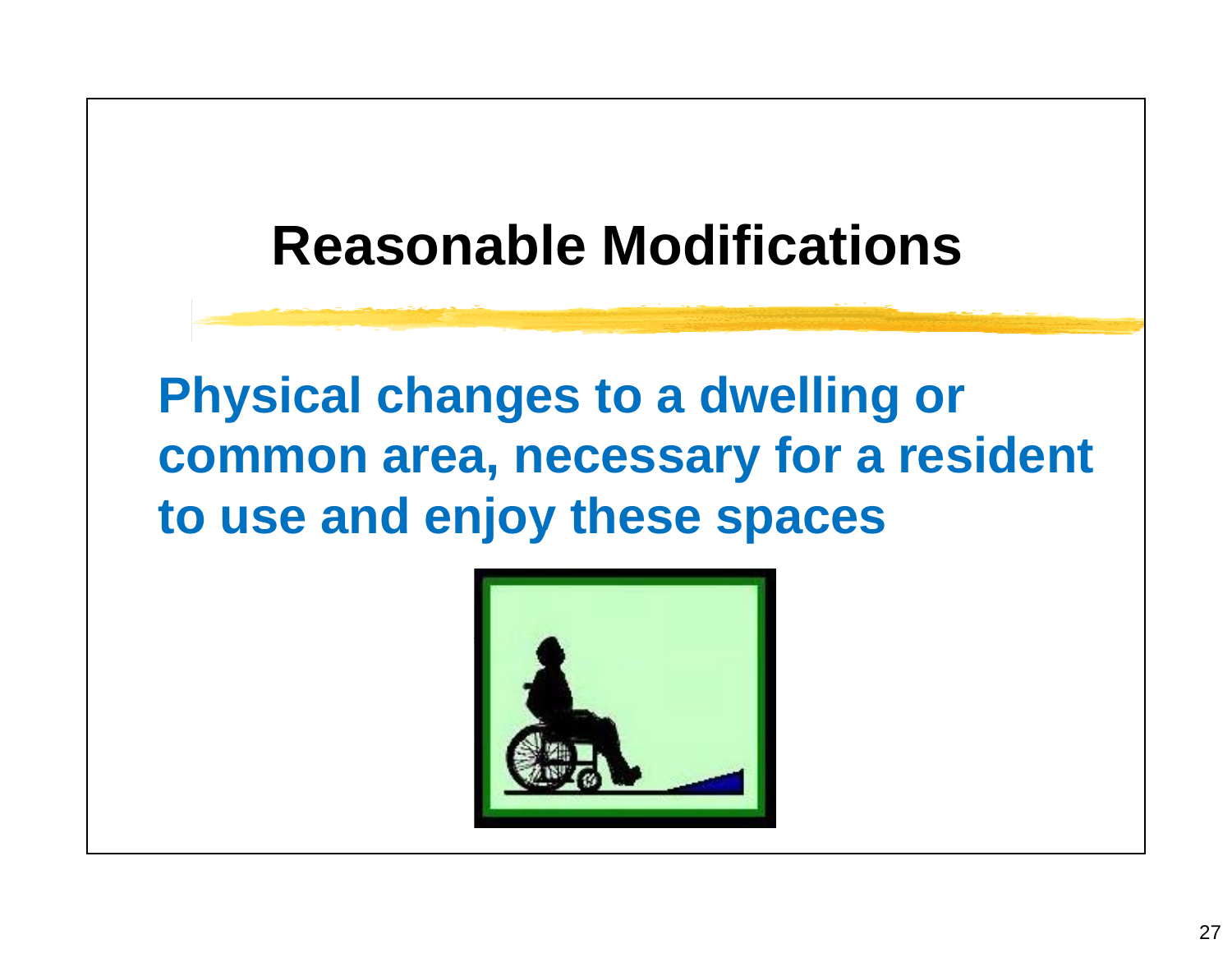# Reasonable Modifications

**Physical changes to a dwelling or common area, necessary for a resident to use and enjoy these spaces**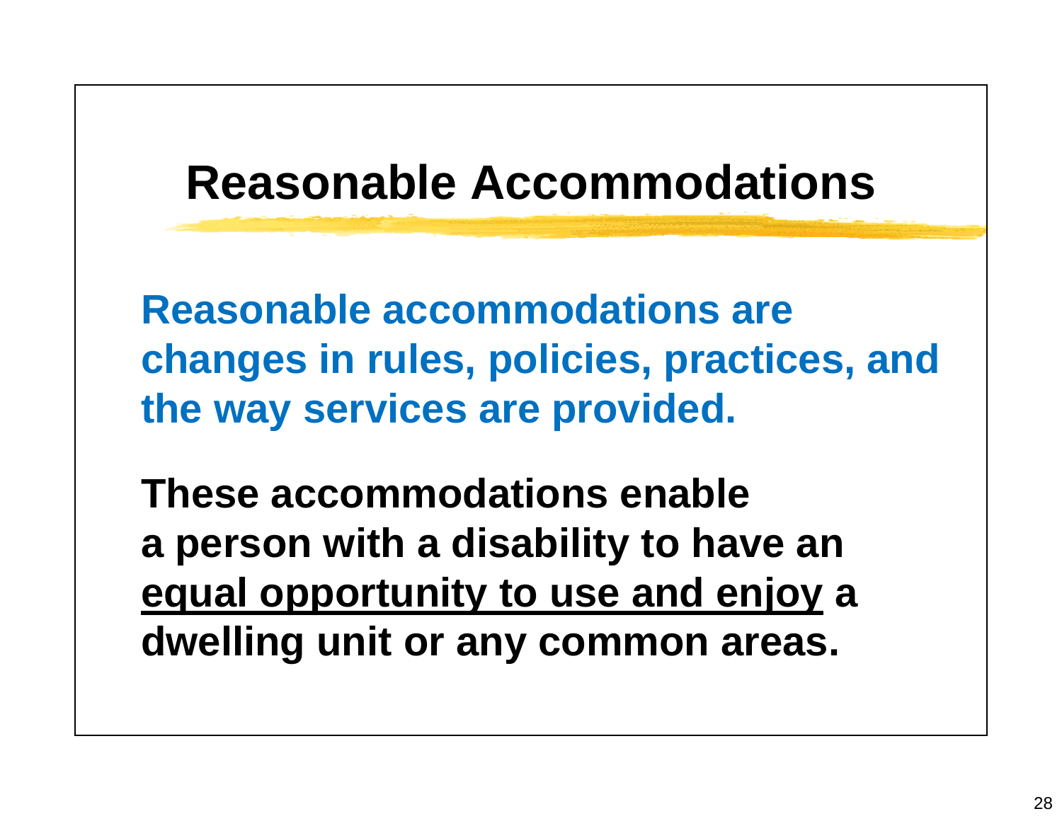# Reasonable Accommodations

**Reasonable accommodations are changes in rules, policies, practices, and the way services are provided.**

**These accommodations enable a person with a disability to have an <u>equal opportunity to use and enjoy</u> a dwelling unit or any common areas.**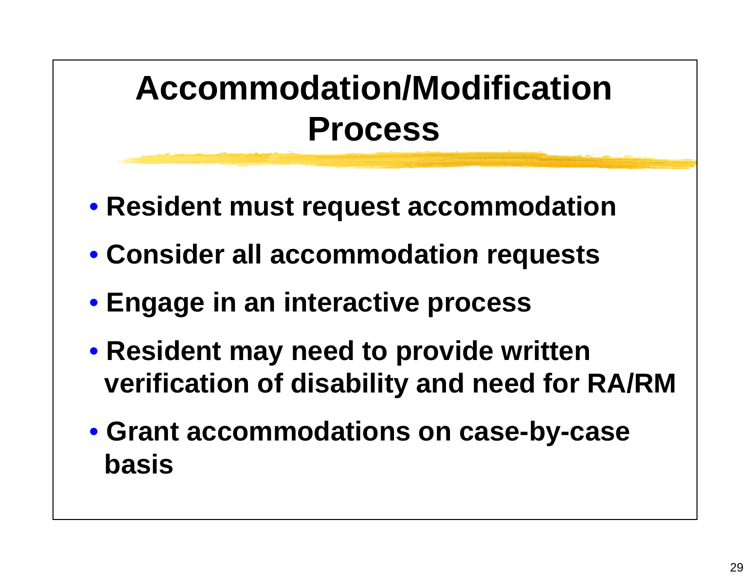# Accommodation/Modification Process

- **Resident must request accommodation**
- **Consider all accommodation requests**
- **Engage in an interactive process**
- **Resident may need to provide written verification of disability and need for RA/RM**
- **Grant accommodations on case-by-case basis**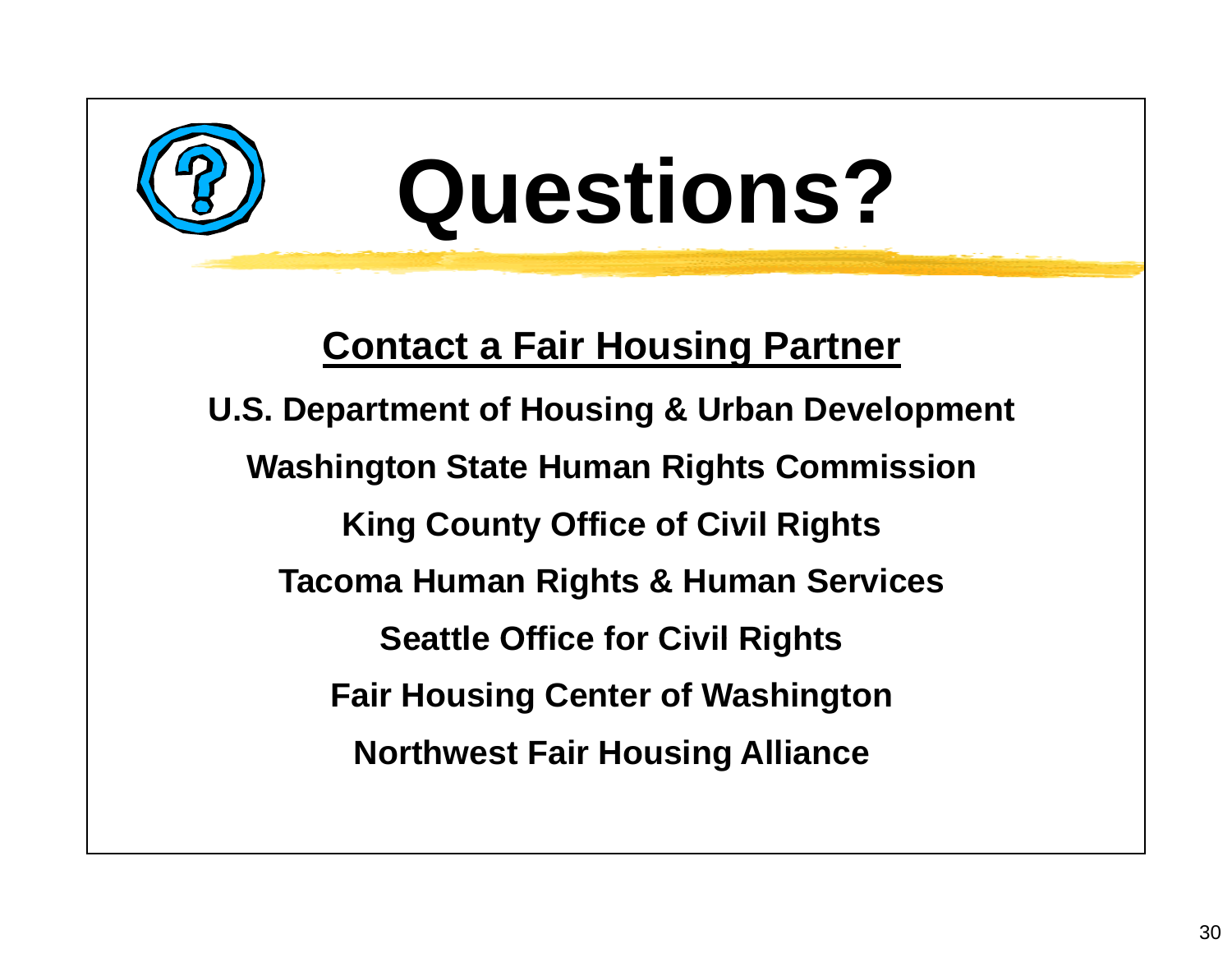# Questions?

## Contact a Fair Housing Partner

**U.S. Department of Housing & Urban Development**

**Washington State Human Rights Commission**

**King County Office of Civil Rights**

**Tacoma Human Rights & Human Services**

**Seattle Office for Civil Rights**

**Fair Housing Center of Washington**

**Northwest Fair Housing Alliance**